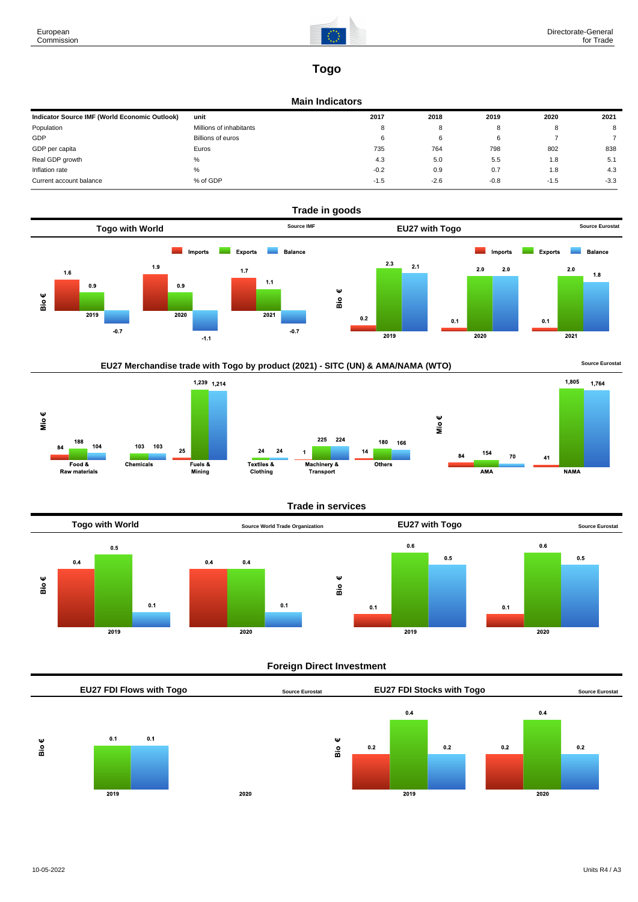# Togo

## Main Indicators

| Indicator Source IMF (World Economic Outlook) | unit | 2017 | 2018 | 2019 | 2020 | 2021 |
|---|---|---|---|---|---|---|
| Population | Millions of inhabitants | 8 | 8 | 8 | 8 | 8 |
| GDP | Billions of euros | 6 | 6 | 6 | 7 | 7 |
| GDP per capita | Euros | 735 | 764 | 798 | 802 | 838 |
| Real GDP growth | % | 4.3 | 5.0 | 5.5 | 1.8 | 5.1 |
| Inflation rate | % | -0.2 | 0.9 | 0.7 | 1.8 | 4.3 |
| Current account balance | % of GDP | -1.5 | -2.6 | -0.8 | -1.5 | -3.3 |

## Trade in goods

### Togo with World (Source IMF)

Bio €

| | Imports | Exports | Balance |
|---|---|---|---|
| 2019 | 1.6 | 0.9 | -0.7 |
| 2020 | 1.9 | 0.9 | -1.1 |
| 2021 | 1.7 | 1.1 | -0.7 |

### EU27 with Togo (Source Eurostat)

Bio €

| | Imports | Exports | Balance |
|---|---|---|---|
| 2019 | 0.2 | 2.3 | 2.1 |
| 2020 | 0.1 | 2.0 | 2.0 |
| 2021 | 0.1 | 2.0 | 1.8 |

### EU27 Merchandise trade with Togo by product (2021) - SITC (UN) & AMA/NAMA (WTO) (Source Eurostat)

Mio €

| | Imports | Exports | Balance |
|---|---|---|---|
| Food & Raw materials | 84 | 188 | 104 |
| Chemicals | | 103 | 103 |
| Fuels & Mining | 25 | 1,239 | 1,214 |
| Textiles & Clothing | | 24 | 24 |
| Machinery & Transport | 1 | 225 | 224 |
| Others | 14 | 180 | 166 |

Mio €

| | Imports | Exports | Balance |
|---|---|---|---|
| AMA | 84 | 154 | 70 |
| NAMA | 41 | 1,805 | 1,764 |

## Trade in services

### Togo with World (Source World Trade Organization)

Bio €

| | Imports | Exports | Balance |
|---|---|---|---|
| 2019 | 0.4 | 0.5 | 0.1 |
| 2020 | 0.4 | 0.4 | 0.1 |

### EU27 with Togo (Source Eurostat)

Bio €

| | Imports | Exports | Balance |
|---|---|---|---|
| 2019 | 0.1 | 0.6 | 0.5 |
| 2020 | 0.1 | 0.6 | 0.5 |

## Foreign Direct Investment

### EU27 FDI Flows with Togo (Source Eurostat)

Bio €

| | Inward | Outward | Balance |
|---|---|---|---|
| 2019 | | 0.1 | 0.1 |
| 2020 | | | |

### EU27 FDI Stocks with Togo (Source Eurostat)

Bio €

| | Inward | Outward | Balance |
|---|---|---|---|
| 2019 | 0.2 | 0.4 | 0.2 |
| 2020 | 0.2 | 0.4 | 0.2 |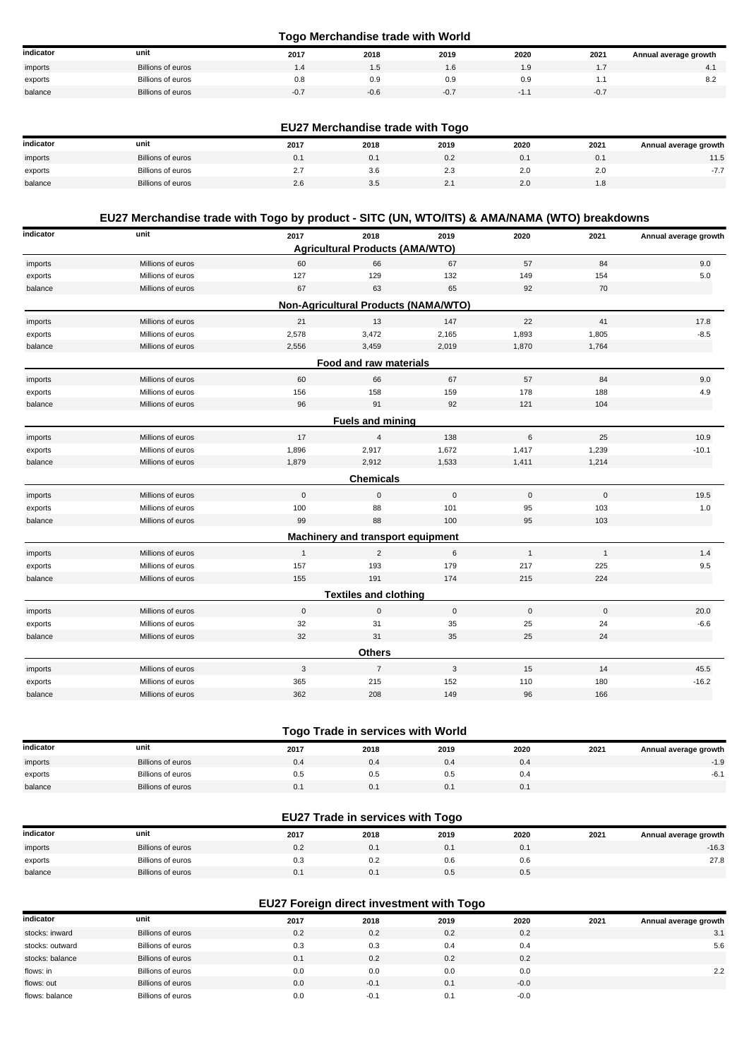### Togo Merchandise trade with World

| indicator | unit | 2017 | 2018 | 2019 | 2020 | 2021 | Annual average growth |
| --- | --- | --- | --- | --- | --- | --- | --- |
| imports | Billions of euros | 1.4 | 1.5 | 1.6 | 1.9 | 1.7 | 4.1 |
| exports | Billions of euros | 0.8 | 0.9 | 0.9 | 0.9 | 1.1 | 8.2 |
| balance | Billions of euros | -0.7 | -0.6 | -0.7 | -1.1 | -0.7 | |

### EU27 Merchandise trade with Togo

| indicator | unit | 2017 | 2018 | 2019 | 2020 | 2021 | Annual average growth |
| --- | --- | --- | --- | --- | --- | --- | --- |
| imports | Billions of euros | 0.1 | 0.1 | 0.2 | 0.1 | 0.1 | 11.5 |
| exports | Billions of euros | 2.7 | 3.6 | 2.3 | 2.0 | 2.0 | -7.7 |
| balance | Billions of euros | 2.6 | 3.5 | 2.1 | 2.0 | 1.8 | |

### EU27 Merchandise trade with Togo by product - SITC (UN, WTO/ITS) & AMA/NAMA (WTO) breakdowns

| indicator | unit | 2017 | 2018 | 2019 | 2020 | 2021 | Annual average growth |
| --- | --- | --- | --- | --- | --- | --- | --- |
| | | | **Agricultural Products (AMA/WTO)** | | | | |
| imports | Millions of euros | 60 | 66 | 67 | 57 | 84 | 9.0 |
| exports | Millions of euros | 127 | 129 | 132 | 149 | 154 | 5.0 |
| balance | Millions of euros | 67 | 63 | 65 | 92 | 70 | |
| | | | **Non-Agricultural Products (NAMA/WTO)** | | | | |
| imports | Millions of euros | 21 | 13 | 147 | 22 | 41 | 17.8 |
| exports | Millions of euros | 2,578 | 3,472 | 2,165 | 1,893 | 1,805 | -8.5 |
| balance | Millions of euros | 2,556 | 3,459 | 2,019 | 1,870 | 1,764 | |
| | | | **Food and raw materials** | | | | |
| imports | Millions of euros | 60 | 66 | 67 | 57 | 84 | 9.0 |
| exports | Millions of euros | 156 | 158 | 159 | 178 | 188 | 4.9 |
| balance | Millions of euros | 96 | 91 | 92 | 121 | 104 | |
| | | | **Fuels and mining** | | | | |
| imports | Millions of euros | 17 | 4 | 138 | 6 | 25 | 10.9 |
| exports | Millions of euros | 1,896 | 2,917 | 1,672 | 1,417 | 1,239 | -10.1 |
| balance | Millions of euros | 1,879 | 2,912 | 1,533 | 1,411 | 1,214 | |
| | | | **Chemicals** | | | | |
| imports | Millions of euros | 0 | 0 | 0 | 0 | 0 | 19.5 |
| exports | Millions of euros | 100 | 88 | 101 | 95 | 103 | 1.0 |
| balance | Millions of euros | 99 | 88 | 100 | 95 | 103 | |
| | | | **Machinery and transport equipment** | | | | |
| imports | Millions of euros | 1 | 2 | 6 | 1 | 1 | 1.4 |
| exports | Millions of euros | 157 | 193 | 179 | 217 | 225 | 9.5 |
| balance | Millions of euros | 155 | 191 | 174 | 215 | 224 | |
| | | | **Textiles and clothing** | | | | |
| imports | Millions of euros | 0 | 0 | 0 | 0 | 0 | 20.0 |
| exports | Millions of euros | 32 | 31 | 35 | 25 | 24 | -6.6 |
| balance | Millions of euros | 32 | 31 | 35 | 25 | 24 | |
| | | | **Others** | | | | |
| imports | Millions of euros | 3 | 7 | 3 | 15 | 14 | 45.5 |
| exports | Millions of euros | 365 | 215 | 152 | 110 | 180 | -16.2 |
| balance | Millions of euros | 362 | 208 | 149 | 96 | 166 | |

### Togo Trade in services with World

| indicator | unit | 2017 | 2018 | 2019 | 2020 | 2021 | Annual average growth |
| --- | --- | --- | --- | --- | --- | --- | --- |
| imports | Billions of euros | 0.4 | 0.4 | 0.4 | 0.4 | | -1.9 |
| exports | Billions of euros | 0.5 | 0.5 | 0.5 | 0.4 | | -6.1 |
| balance | Billions of euros | 0.1 | 0.1 | 0.1 | 0.1 | | |

### EU27 Trade in services with Togo

| indicator | unit | 2017 | 2018 | 2019 | 2020 | 2021 | Annual average growth |
| --- | --- | --- | --- | --- | --- | --- | --- |
| imports | Billions of euros | 0.2 | 0.1 | 0.1 | 0.1 | | -16.3 |
| exports | Billions of euros | 0.3 | 0.2 | 0.6 | 0.6 | | 27.8 |
| balance | Billions of euros | 0.1 | 0.1 | 0.5 | 0.5 | | |

### EU27 Foreign direct investment with Togo

| indicator | unit | 2017 | 2018 | 2019 | 2020 | 2021 | Annual average growth |
| --- | --- | --- | --- | --- | --- | --- | --- |
| stocks: inward | Billions of euros | 0.2 | 0.2 | 0.2 | 0.2 | | 3.1 |
| stocks: outward | Billions of euros | 0.3 | 0.3 | 0.4 | 0.4 | | 5.6 |
| stocks: balance | Billions of euros | 0.1 | 0.2 | 0.2 | 0.2 | | |
| flows: in | Billions of euros | 0.0 | 0.0 | 0.0 | 0.0 | | 2.2 |
| flows: out | Billions of euros | 0.0 | -0.1 | 0.1 | -0.0 | | |
| flows: balance | Billions of euros | 0.0 | -0.1 | 0.1 | -0.0 | | |